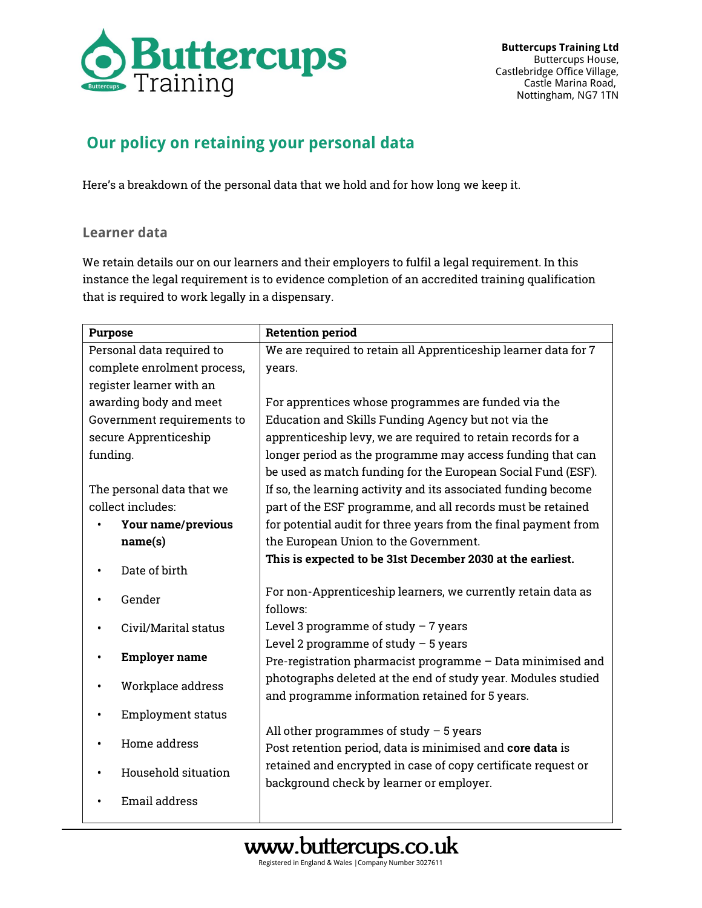**Buttercups Training Ltd**
Buttercups House,
Castlebridge Office Village,
Castle Marina Road,
Nottingham, NG7 1TN

## Our policy on retaining your personal data

Here's a breakdown of the personal data that we hold and for how long we keep it.

### Learner data

We retain details our on our learners and their employers to fulfil a legal requirement. In this instance the legal requirement is to evidence completion of an accredited training qualification that is required to work legally in a dispensary.

| Purpose | Retention period |
|---|---|
| Personal data required to complete enrolment process, register learner with an awarding body and meet Government requirements to secure Apprenticeship funding.<br><br>The personal data that we collect includes:<br>• **Your name/previous name(s)**<br>• Date of birth<br>• Gender<br>• Civil/Marital status<br>• **Employer name**<br>• Workplace address<br>• Employment status<br>• Home address<br>• Household situation<br>• Email address | We are required to retain all Apprenticeship learner data for 7 years.<br><br>For apprentices whose programmes are funded via the Education and Skills Funding Agency but not via the apprenticeship levy, we are required to retain records for a longer period as the programme may access funding that can be used as match funding for the European Social Fund (ESF). If so, the learning activity and its associated funding become part of the ESF programme, and all records must be retained for potential audit for three years from the final payment from the European Union to the Government.<br>**This is expected to be 31st December 2030 at the earliest.**<br><br>For non-Apprenticeship learners, we currently retain data as follows:<br>Level 3 programme of study – 7 years<br>Level 2 programme of study – 5 years<br>Pre-registration pharmacist programme – Data minimised and photographs deleted at the end of study year. Modules studied and programme information retained for 5 years.<br><br>All other programmes of study – 5 years<br>Post retention period, data is minimised and **core data** is retained and encrypted in case of copy certificate request or background check by learner or employer. |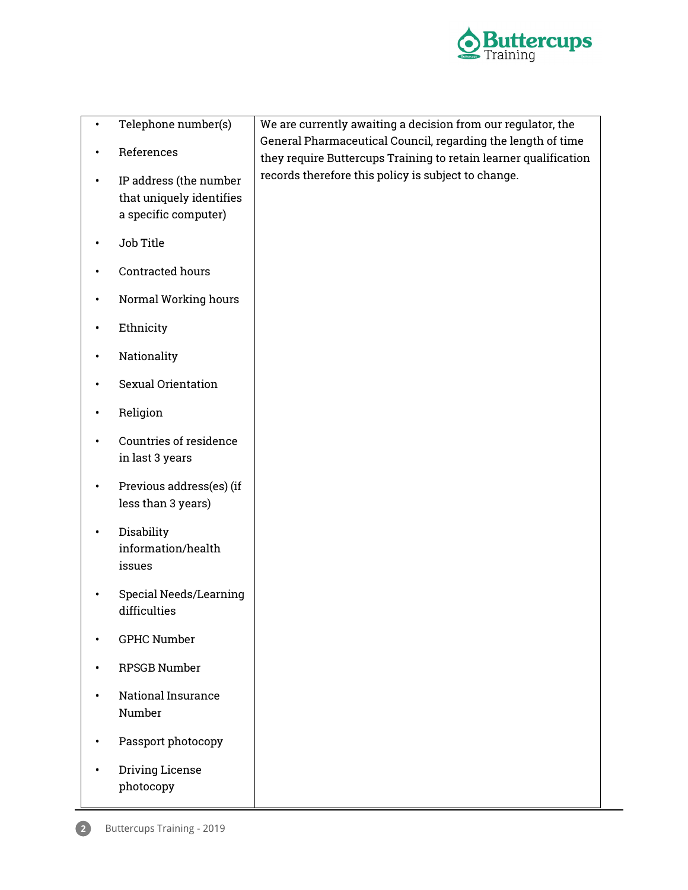| | |
|---|---|
| • Telephone number(s)<br>• References<br>• IP address (the number that uniquely identifies a specific computer)<br>• Job Title<br>• Contracted hours<br>• Normal Working hours<br>• Ethnicity<br>• Nationality<br>• Sexual Orientation<br>• Religion<br>• Countries of residence in last 3 years<br>• Previous address(es) (if less than 3 years)<br>• Disability information/health issues<br>• Special Needs/Learning difficulties<br>• GPHC Number<br>• RPSGB Number<br>• National Insurance Number<br>• Passport photocopy<br>• Driving License photocopy | We are currently awaiting a decision from our regulator, the General Pharmaceutical Council, regarding the length of time they require Buttercups Training to retain learner qualification records therefore this policy is subject to change. |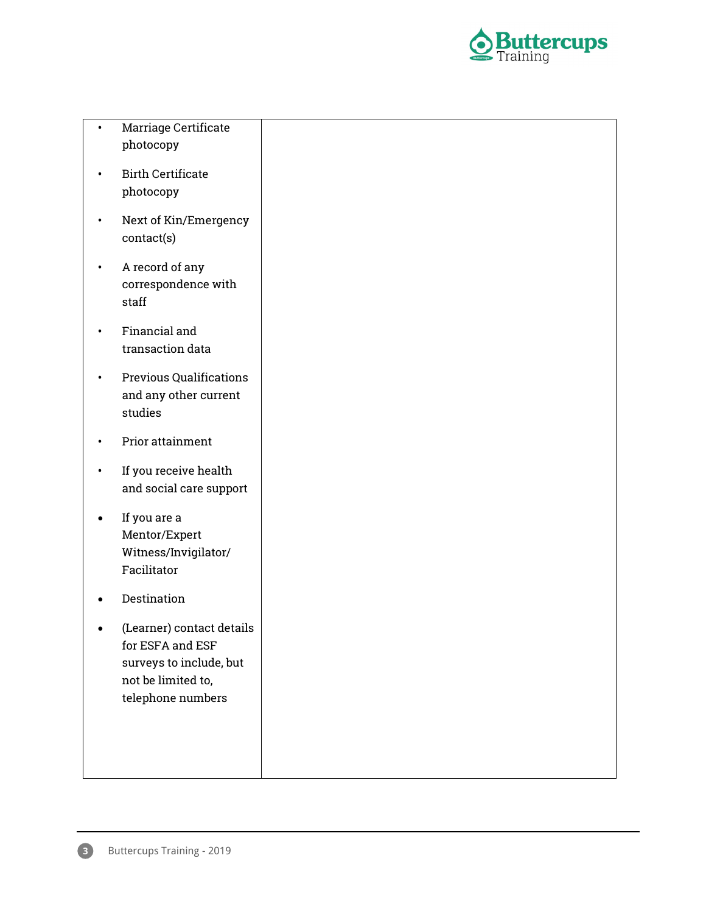| | |
|---|---|
| • Marriage Certificate photocopy<br>• Birth Certificate photocopy<br>• Next of Kin/Emergency contact(s)<br>• A record of any correspondence with staff<br>• Financial and transaction data<br>• Previous Qualifications and any other current studies<br>• Prior attainment<br>• If you receive health and social care support<br>• If you are a Mentor/Expert Witness/Invigilator/ Facilitator<br>• Destination<br>• (Learner) contact details for ESFA and ESF surveys to include, but not be limited to, telephone numbers | |